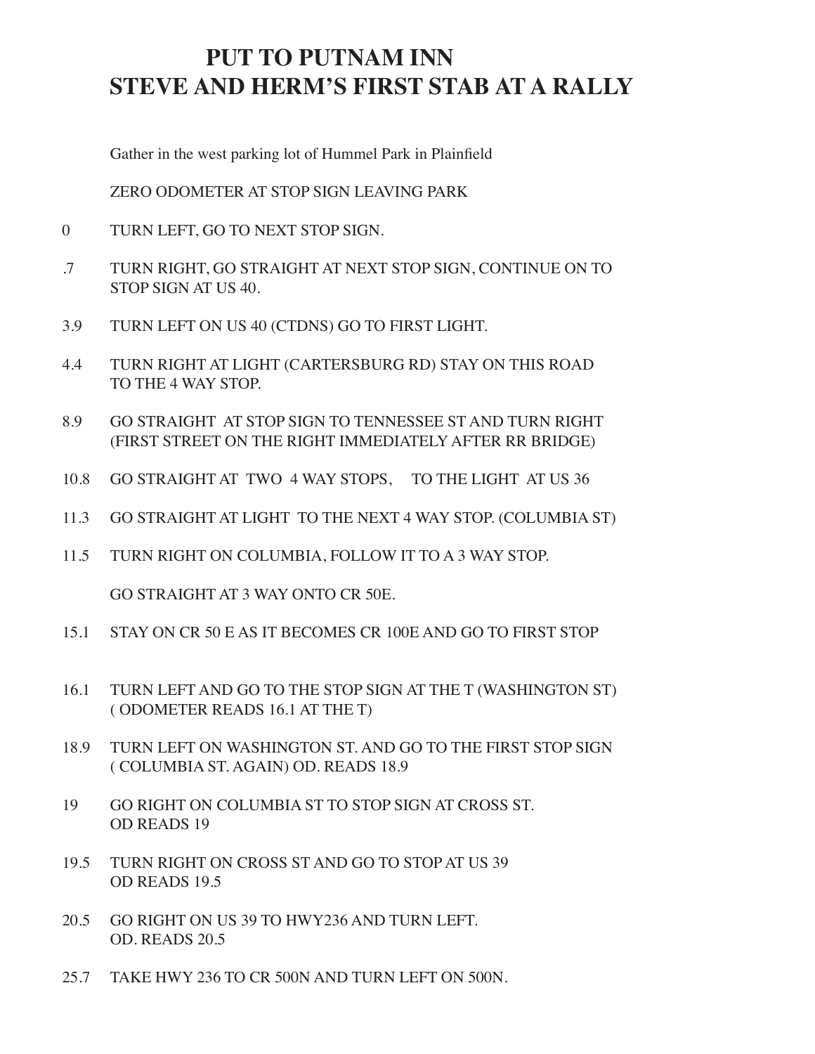# PUT TO PUTNAM INN
# STEVE AND HERM'S FIRST STAB AT A RALLY

Gather in the west parking lot of Hummel Park in Plainfield

ZERO ODOMETER AT STOP SIGN LEAVING PARK

0 TURN LEFT, GO TO NEXT STOP SIGN.

.7 TURN RIGHT, GO STRAIGHT AT NEXT STOP SIGN, CONTINUE ON TO STOP SIGN AT US 40.

3.9 TURN LEFT ON US 40 (CTDNS) GO TO FIRST LIGHT.

4.4 TURN RIGHT AT LIGHT (CARTERSBURG RD) STAY ON THIS ROAD TO THE 4 WAY STOP.

8.9 GO STRAIGHT AT STOP SIGN TO TENNESSEE ST AND TURN RIGHT (FIRST STREET ON THE RIGHT IMMEDIATELY AFTER RR BRIDGE)

10.8 GO STRAIGHT AT TWO 4 WAY STOPS, TO THE LIGHT AT US 36

11.3 GO STRAIGHT AT LIGHT TO THE NEXT 4 WAY STOP. (COLUMBIA ST)

11.5 TURN RIGHT ON COLUMBIA, FOLLOW IT TO A 3 WAY STOP.

GO STRAIGHT AT 3 WAY ONTO CR 50E.

15.1 STAY ON CR 50 E AS IT BECOMES CR 100E AND GO TO FIRST STOP

16.1 TURN LEFT AND GO TO THE STOP SIGN AT THE T (WASHINGTON ST) ( ODOMETER READS 16.1 AT THE T)

18.9 TURN LEFT ON WASHINGTON ST. AND GO TO THE FIRST STOP SIGN ( COLUMBIA ST. AGAIN) OD. READS 18.9

19 GO RIGHT ON COLUMBIA ST TO STOP SIGN AT CROSS ST. OD READS 19

19.5 TURN RIGHT ON CROSS ST AND GO TO STOP AT US 39 OD READS 19.5

20.5 GO RIGHT ON US 39 TO HWY236 AND TURN LEFT. OD. READS 20.5

25.7 TAKE HWY 236 TO CR 500N AND TURN LEFT ON 500N.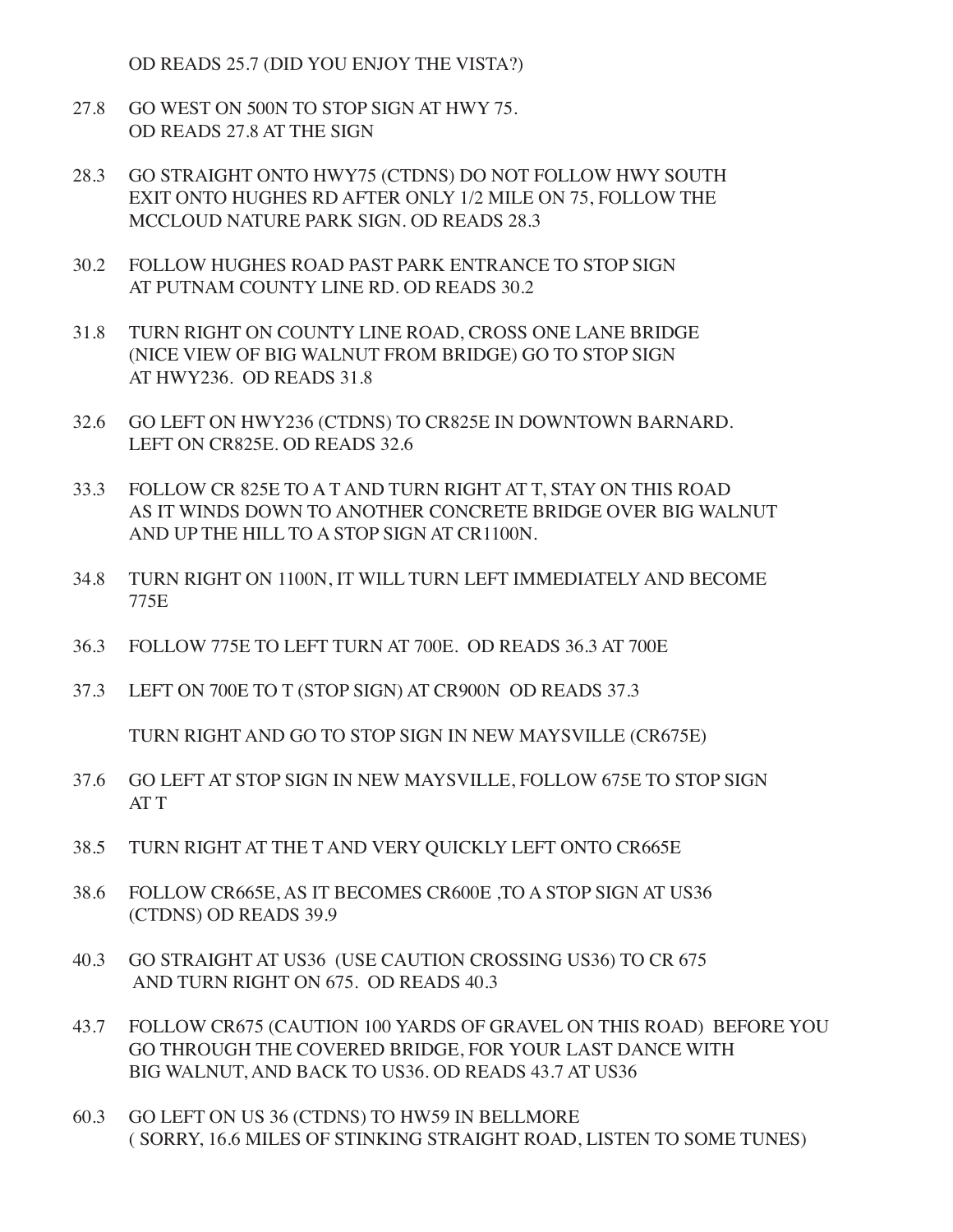OD READS 25.7 (DID YOU ENJOY THE VISTA?)

27.8 GO WEST ON 500N TO STOP SIGN AT HWY 75.
OD READS 27.8 AT THE SIGN

28.3 GO STRAIGHT ONTO HWY75 (CTDNS) DO NOT FOLLOW HWY SOUTH
EXIT ONTO HUGHES RD AFTER ONLY 1/2 MILE ON 75, FOLLOW THE
MCCLOUD NATURE PARK SIGN. OD READS 28.3

30.2 FOLLOW HUGHES ROAD PAST PARK ENTRANCE TO STOP SIGN
AT PUTNAM COUNTY LINE RD. OD READS 30.2

31.8 TURN RIGHT ON COUNTY LINE ROAD, CROSS ONE LANE BRIDGE
(NICE VIEW OF BIG WALNUT FROM BRIDGE) GO TO STOP SIGN
AT HWY236. OD READS 31.8

32.6 GO LEFT ON HWY236 (CTDNS) TO CR825E IN DOWNTOWN BARNARD.
LEFT ON CR825E. OD READS 32.6

33.3 FOLLOW CR 825E TO A T AND TURN RIGHT AT T, STAY ON THIS ROAD
AS IT WINDS DOWN TO ANOTHER CONCRETE BRIDGE OVER BIG WALNUT
AND UP THE HILL TO A STOP SIGN AT CR1100N.

34.8 TURN RIGHT ON 1100N, IT WILL TURN LEFT IMMEDIATELY AND BECOME
775E

36.3 FOLLOW 775E TO LEFT TURN AT 700E. OD READS 36.3 AT 700E

37.3 LEFT ON 700E TO T (STOP SIGN) AT CR900N OD READS 37.3

TURN RIGHT AND GO TO STOP SIGN IN NEW MAYSVILLE (CR675E)

37.6 GO LEFT AT STOP SIGN IN NEW MAYSVILLE, FOLLOW 675E TO STOP SIGN
AT T

38.5 TURN RIGHT AT THE T AND VERY QUICKLY LEFT ONTO CR665E

38.6 FOLLOW CR665E, AS IT BECOMES CR600E ,TO A STOP SIGN AT US36
(CTDNS) OD READS 39.9

40.3 GO STRAIGHT AT US36 (USE CAUTION CROSSING US36) TO CR 675
AND TURN RIGHT ON 675. OD READS 40.3

43.7 FOLLOW CR675 (CAUTION 100 YARDS OF GRAVEL ON THIS ROAD) BEFORE YOU
GO THROUGH THE COVERED BRIDGE, FOR YOUR LAST DANCE WITH
BIG WALNUT, AND BACK TO US36. OD READS 43.7 AT US36

60.3 GO LEFT ON US 36 (CTDNS) TO HW59 IN BELLMORE
( SORRY, 16.6 MILES OF STINKING STRAIGHT ROAD, LISTEN TO SOME TUNES)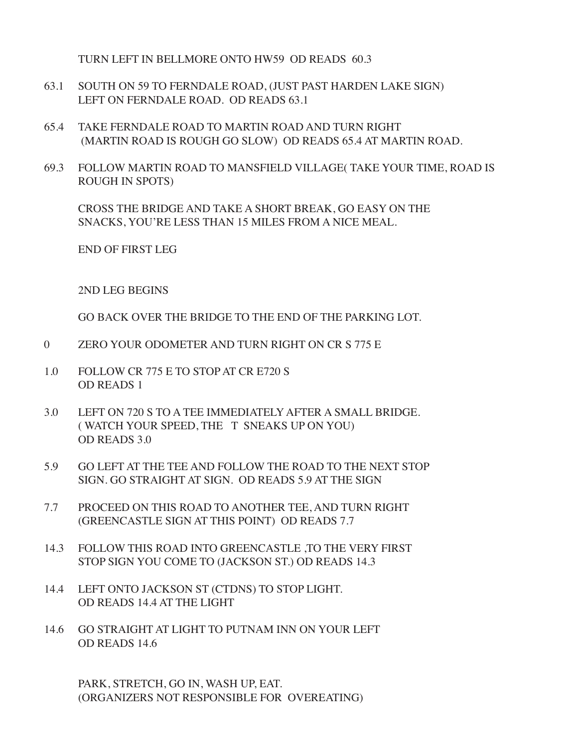TURN LEFT IN BELLMORE ONTO HW59 OD READS 60.3

63.1 SOUTH ON 59 TO FERNDALE ROAD, (JUST PAST HARDEN LAKE SIGN) LEFT ON FERNDALE ROAD. OD READS 63.1

65.4 TAKE FERNDALE ROAD TO MARTIN ROAD AND TURN RIGHT (MARTIN ROAD IS ROUGH GO SLOW) OD READS 65.4 AT MARTIN ROAD.

69.3 FOLLOW MARTIN ROAD TO MANSFIELD VILLAGE( TAKE YOUR TIME, ROAD IS ROUGH IN SPOTS)

CROSS THE BRIDGE AND TAKE A SHORT BREAK, GO EASY ON THE SNACKS, YOU'RE LESS THAN 15 MILES FROM A NICE MEAL.

END OF FIRST LEG

2ND LEG BEGINS

GO BACK OVER THE BRIDGE TO THE END OF THE PARKING LOT.

0 ZERO YOUR ODOMETER AND TURN RIGHT ON CR S 775 E

1.0 FOLLOW CR 775 E TO STOP AT CR E720 S
OD READS 1

3.0 LEFT ON 720 S TO A TEE IMMEDIATELY AFTER A SMALL BRIDGE. ( WATCH YOUR SPEED, THE T SNEAKS UP ON YOU)
OD READS 3.0

5.9 GO LEFT AT THE TEE AND FOLLOW THE ROAD TO THE NEXT STOP SIGN. GO STRAIGHT AT SIGN. OD READS 5.9 AT THE SIGN

7.7 PROCEED ON THIS ROAD TO ANOTHER TEE, AND TURN RIGHT (GREENCASTLE SIGN AT THIS POINT) OD READS 7.7

14.3 FOLLOW THIS ROAD INTO GREENCASTLE ,TO THE VERY FIRST STOP SIGN YOU COME TO (JACKSON ST.) OD READS 14.3

14.4 LEFT ONTO JACKSON ST (CTDNS) TO STOP LIGHT.
OD READS 14.4 AT THE LIGHT

14.6 GO STRAIGHT AT LIGHT TO PUTNAM INN ON YOUR LEFT
OD READS 14.6

PARK, STRETCH, GO IN, WASH UP, EAT.
(ORGANIZERS NOT RESPONSIBLE FOR OVEREATING)